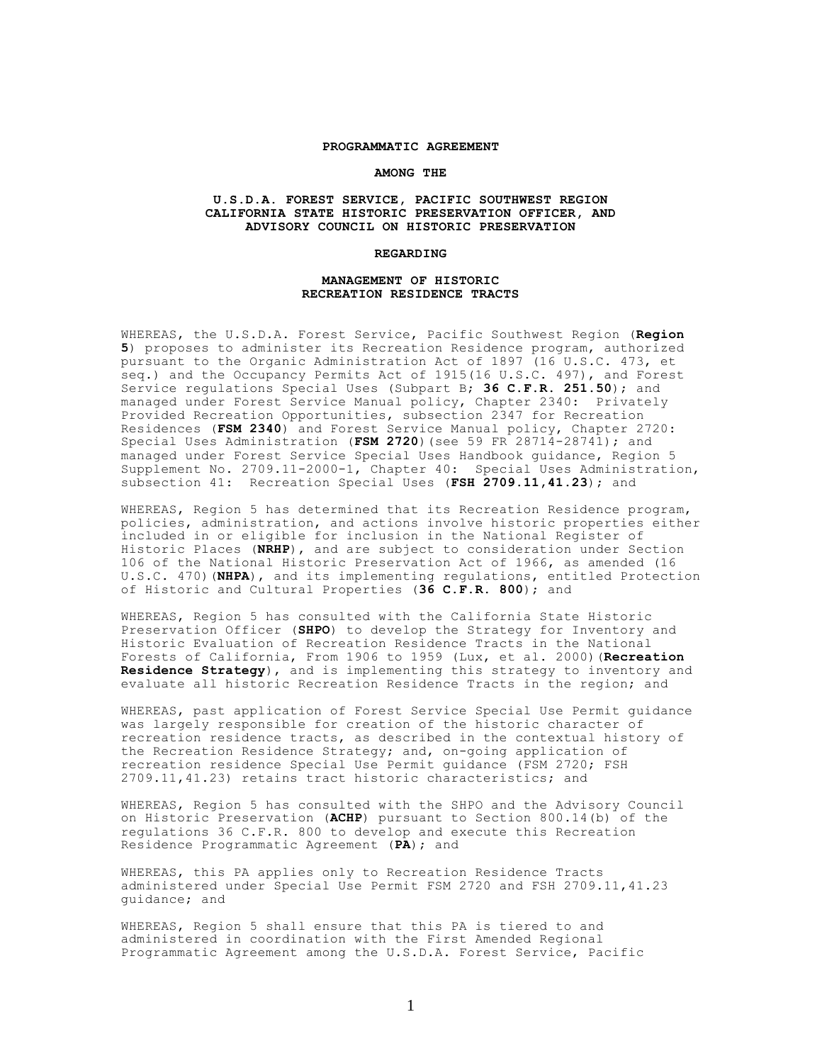**PROGRAMMATIC AGREEMENT**

**AMONG THE**

**U.S.D.A. FOREST SERVICE, PACIFIC SOUTHWEST REGION**
**CALIFORNIA STATE HISTORIC PRESERVATION OFFICER, AND**
**ADVISORY COUNCIL ON HISTORIC PRESERVATION**

**REGARDING**

**MANAGEMENT OF HISTORIC**
**RECREATION RESIDENCE TRACTS**

WHEREAS, the U.S.D.A. Forest Service, Pacific Southwest Region (**Region 5**) proposes to administer its Recreation Residence program, authorized pursuant to the Organic Administration Act of 1897 (16 U.S.C. 473, et seq.) and the Occupancy Permits Act of 1915(16 U.S.C. 497), and Forest Service regulations Special Uses (Subpart B; **36 C.F.R. 251.50**); and managed under Forest Service Manual policy, Chapter 2340: Privately Provided Recreation Opportunities, subsection 2347 for Recreation Residences (**FSM 2340**) and Forest Service Manual policy, Chapter 2720: Special Uses Administration (**FSM 2720**)(see 59 FR 28714-28741); and managed under Forest Service Special Uses Handbook guidance, Region 5 Supplement No. 2709.11-2000-1, Chapter 40: Special Uses Administration, subsection 41: Recreation Special Uses (**FSH 2709.11,41.23**); and

WHEREAS, Region 5 has determined that its Recreation Residence program, policies, administration, and actions involve historic properties either included in or eligible for inclusion in the National Register of Historic Places (**NRHP**), and are subject to consideration under Section 106 of the National Historic Preservation Act of 1966, as amended (16 U.S.C. 470)(**NHPA**), and its implementing regulations, entitled Protection of Historic and Cultural Properties (**36 C.F.R. 800**); and

WHEREAS, Region 5 has consulted with the California State Historic Preservation Officer (**SHPO**) to develop the Strategy for Inventory and Historic Evaluation of Recreation Residence Tracts in the National Forests of California, From 1906 to 1959 (Lux, et al. 2000)(**Recreation Residence Strategy**), and is implementing this strategy to inventory and evaluate all historic Recreation Residence Tracts in the region; and

WHEREAS, past application of Forest Service Special Use Permit guidance was largely responsible for creation of the historic character of recreation residence tracts, as described in the contextual history of the Recreation Residence Strategy; and, on-going application of recreation residence Special Use Permit guidance (FSM 2720; FSH 2709.11,41.23) retains tract historic characteristics; and

WHEREAS, Region 5 has consulted with the SHPO and the Advisory Council on Historic Preservation (**ACHP**) pursuant to Section 800.14(b) of the regulations 36 C.F.R. 800 to develop and execute this Recreation Residence Programmatic Agreement (**PA**); and

WHEREAS, this PA applies only to Recreation Residence Tracts administered under Special Use Permit FSM 2720 and FSH 2709.11,41.23 guidance; and

WHEREAS, Region 5 shall ensure that this PA is tiered to and administered in coordination with the First Amended Regional Programmatic Agreement among the U.S.D.A. Forest Service, Pacific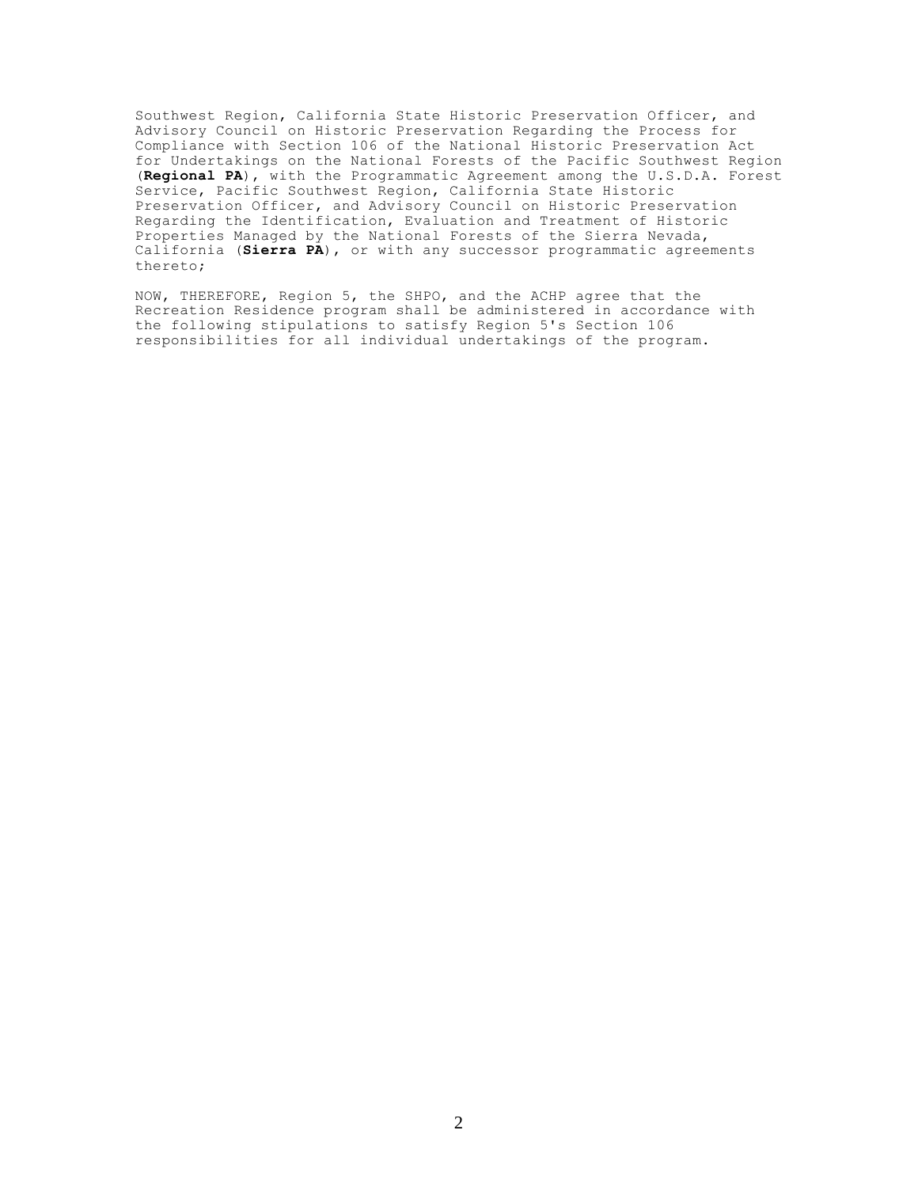Southwest Region, California State Historic Preservation Officer, and Advisory Council on Historic Preservation Regarding the Process for Compliance with Section 106 of the National Historic Preservation Act for Undertakings on the National Forests of the Pacific Southwest Region (**Regional PA**), with the Programmatic Agreement among the U.S.D.A. Forest Service, Pacific Southwest Region, California State Historic Preservation Officer, and Advisory Council on Historic Preservation Regarding the Identification, Evaluation and Treatment of Historic Properties Managed by the National Forests of the Sierra Nevada, California (**Sierra PA**), or with any successor programmatic agreements thereto;

NOW, THEREFORE, Region 5, the SHPO, and the ACHP agree that the Recreation Residence program shall be administered in accordance with the following stipulations to satisfy Region 5's Section 106 responsibilities for all individual undertakings of the program.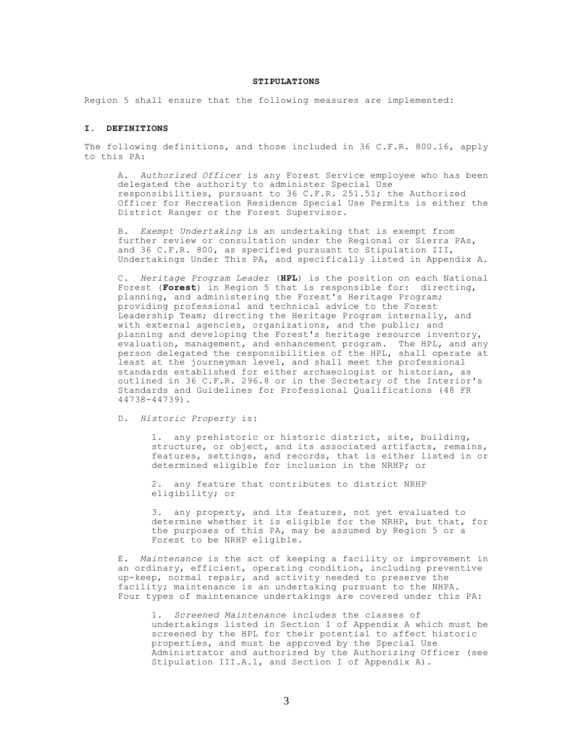## STIPULATIONS

Region 5 shall ensure that the following measures are implemented:

### I. DEFINITIONS

The following definitions, and those included in 36 C.F.R. 800.16, apply to this PA:

A. *Authorized Officer* is any Forest Service employee who has been delegated the authority to administer Special Use responsibilities, pursuant to 36 C.F.R. 251.51; the Authorized Officer for Recreation Residence Special Use Permits is either the District Ranger or the Forest Supervisor.

B. *Exempt Undertaking* is an undertaking that is exempt from further review or consultation under the Regional or Sierra PAs, and 36 C.F.R. 800, as specified pursuant to Stipulation III, Undertakings Under This PA, and specifically listed in Appendix A.

C. *Heritage Program Leader* (**HPL**) is the position on each National Forest (**Forest**) in Region 5 that is responsible for: directing, planning, and administering the Forest's Heritage Program; providing professional and technical advice to the Forest Leadership Team; directing the Heritage Program internally, and with external agencies, organizations, and the public; and planning and developing the Forest's heritage resource inventory, evaluation, management, and enhancement program. The HPL, and any person delegated the responsibilities of the HPL, shall operate at least at the journeyman level, and shall meet the professional standards established for either archaeologist or historian, as outlined in 36 C.F.R. 296.8 or in the Secretary of the Interior's Standards and Guidelines for Professional Qualifications (48 FR 44738-44739).

D. *Historic Property* is:

1. any prehistoric or historic district, site, building, structure, or object, and its associated artifacts, remains, features, settings, and records, that is either listed in or determined eligible for inclusion in the NRHP; or

2. any feature that contributes to district NRHP eligibility; or

3. any property, and its features, not yet evaluated to determine whether it is eligible for the NRHP, but that, for the purposes of this PA, may be assumed by Region 5 or a Forest to be NRHP eligible.

E. *Maintenance* is the act of keeping a facility or improvement in an ordinary, efficient, operating condition, including preventive up-keep, normal repair, and activity needed to preserve the facility; maintenance is an undertaking pursuant to the NHPA. Four types of maintenance undertakings are covered under this PA:

1. *Screened Maintenance* includes the classes of undertakings listed in Section I of Appendix A which must be screened by the HPL for their potential to affect historic properties, and must be approved by the Special Use Administrator and authorized by the Authorizing Officer (see Stipulation III.A.1, and Section I of Appendix A).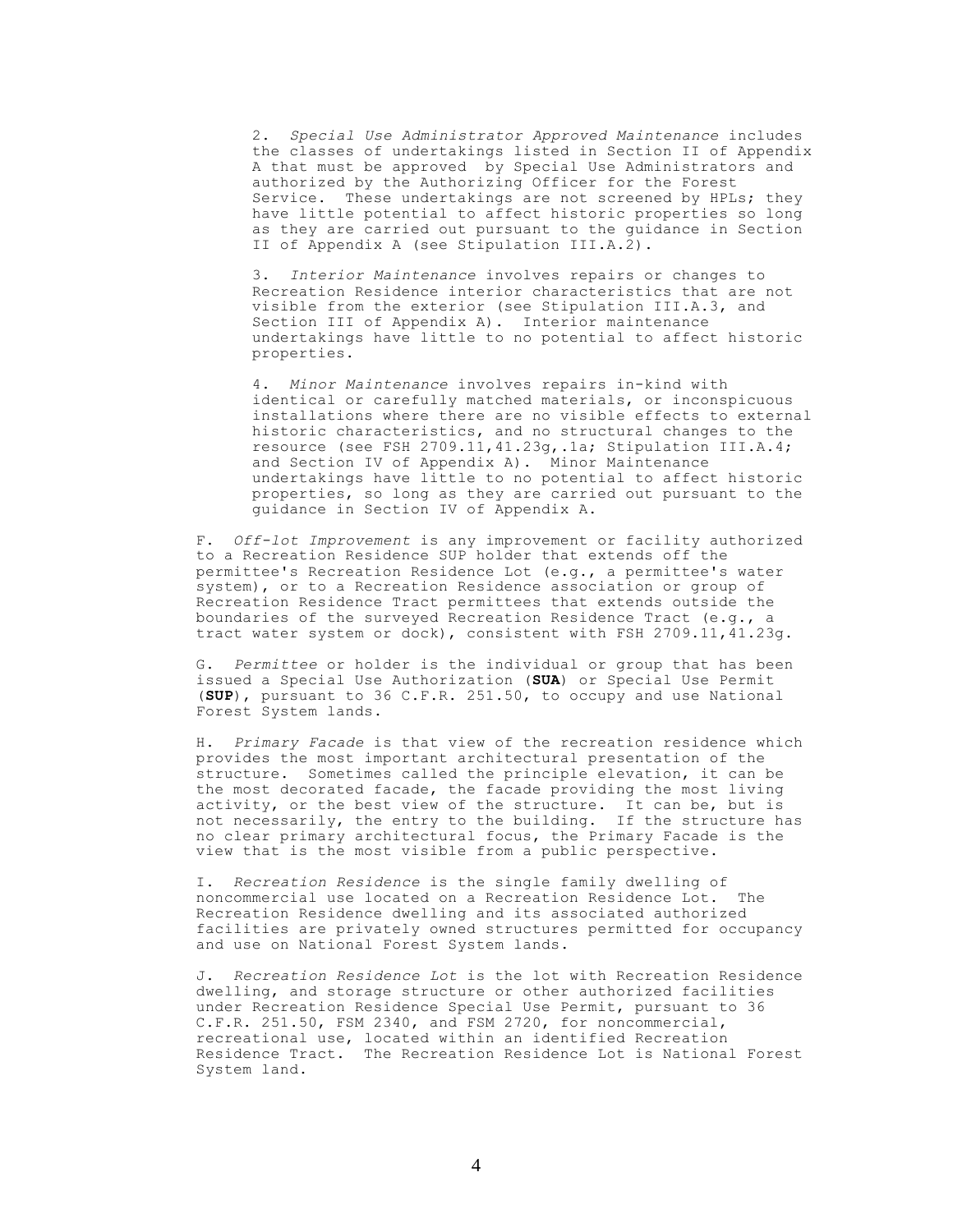2. *Special Use Administrator Approved Maintenance* includes the classes of undertakings listed in Section II of Appendix A that must be approved by Special Use Administrators and authorized by the Authorizing Officer for the Forest Service. These undertakings are not screened by HPLs; they have little potential to affect historic properties so long as they are carried out pursuant to the guidance in Section II of Appendix A (see Stipulation III.A.2).

3. *Interior Maintenance* involves repairs or changes to Recreation Residence interior characteristics that are not visible from the exterior (see Stipulation III.A.3, and Section III of Appendix A). Interior maintenance undertakings have little to no potential to affect historic properties.

4. *Minor Maintenance* involves repairs in-kind with identical or carefully matched materials, or inconspicuous installations where there are no visible effects to external historic characteristics, and no structural changes to the resource (see FSH 2709.11,41.23g,.1a; Stipulation III.A.4; and Section IV of Appendix A). Minor Maintenance undertakings have little to no potential to affect historic properties, so long as they are carried out pursuant to the guidance in Section IV of Appendix A.

F. *Off-lot Improvement* is any improvement or facility authorized to a Recreation Residence SUP holder that extends off the permittee's Recreation Residence Lot (e.g., a permittee's water system), or to a Recreation Residence association or group of Recreation Residence Tract permittees that extends outside the boundaries of the surveyed Recreation Residence Tract (e.g., a tract water system or dock), consistent with FSH 2709.11,41.23g.

G. *Permittee* or holder is the individual or group that has been issued a Special Use Authorization (**SUA**) or Special Use Permit (**SUP**), pursuant to 36 C.F.R. 251.50, to occupy and use National Forest System lands.

H. *Primary Facade* is that view of the recreation residence which provides the most important architectural presentation of the structure. Sometimes called the principle elevation, it can be the most decorated facade, the facade providing the most living activity, or the best view of the structure. It can be, but is not necessarily, the entry to the building. If the structure has no clear primary architectural focus, the Primary Facade is the view that is the most visible from a public perspective.

I. *Recreation Residence* is the single family dwelling of noncommercial use located on a Recreation Residence Lot. The Recreation Residence dwelling and its associated authorized facilities are privately owned structures permitted for occupancy and use on National Forest System lands.

J. *Recreation Residence Lot* is the lot with Recreation Residence dwelling, and storage structure or other authorized facilities under Recreation Residence Special Use Permit, pursuant to 36 C.F.R. 251.50, FSM 2340, and FSM 2720, for noncommercial, recreational use, located within an identified Recreation Residence Tract. The Recreation Residence Lot is National Forest System land.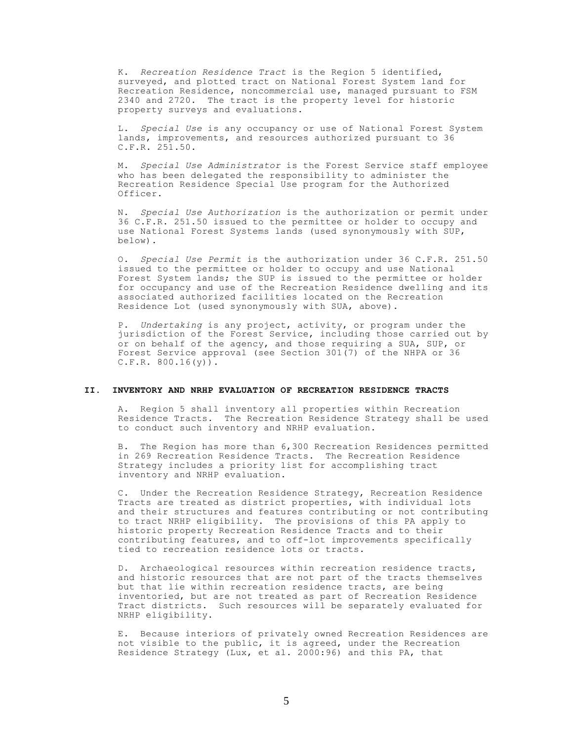K. *Recreation Residence Tract* is the Region 5 identified, surveyed, and plotted tract on National Forest System land for Recreation Residence, noncommercial use, managed pursuant to FSM 2340 and 2720. The tract is the property level for historic property surveys and evaluations.

L. *Special Use* is any occupancy or use of National Forest System lands, improvements, and resources authorized pursuant to 36 C.F.R. 251.50.

M. *Special Use Administrator* is the Forest Service staff employee who has been delegated the responsibility to administer the Recreation Residence Special Use program for the Authorized Officer.

N. *Special Use Authorization* is the authorization or permit under 36 C.F.R. 251.50 issued to the permittee or holder to occupy and use National Forest Systems lands (used synonymously with SUP, below).

O. *Special Use Permit* is the authorization under 36 C.F.R. 251.50 issued to the permittee or holder to occupy and use National Forest System lands; the SUP is issued to the permittee or holder for occupancy and use of the Recreation Residence dwelling and its associated authorized facilities located on the Recreation Residence Lot (used synonymously with SUA, above).

P. *Undertaking* is any project, activity, or program under the jurisdiction of the Forest Service, including those carried out by or on behalf of the agency, and those requiring a SUA, SUP, or Forest Service approval (see Section 301(7) of the NHPA or 36 C.F.R. 800.16(y)).

## II. INVENTORY AND NRHP EVALUATION OF RECREATION RESIDENCE TRACTS

A. Region 5 shall inventory all properties within Recreation Residence Tracts. The Recreation Residence Strategy shall be used to conduct such inventory and NRHP evaluation.

B. The Region has more than 6,300 Recreation Residences permitted in 269 Recreation Residence Tracts. The Recreation Residence Strategy includes a priority list for accomplishing tract inventory and NRHP evaluation.

C. Under the Recreation Residence Strategy, Recreation Residence Tracts are treated as district properties, with individual lots and their structures and features contributing or not contributing to tract NRHP eligibility. The provisions of this PA apply to historic property Recreation Residence Tracts and to their contributing features, and to off-lot improvements specifically tied to recreation residence lots or tracts.

D. Archaeological resources within recreation residence tracts, and historic resources that are not part of the tracts themselves but that lie within recreation residence tracts, are being inventoried, but are not treated as part of Recreation Residence Tract districts. Such resources will be separately evaluated for NRHP eligibility.

E. Because interiors of privately owned Recreation Residences are not visible to the public, it is agreed, under the Recreation Residence Strategy (Lux, et al. 2000:96) and this PA, that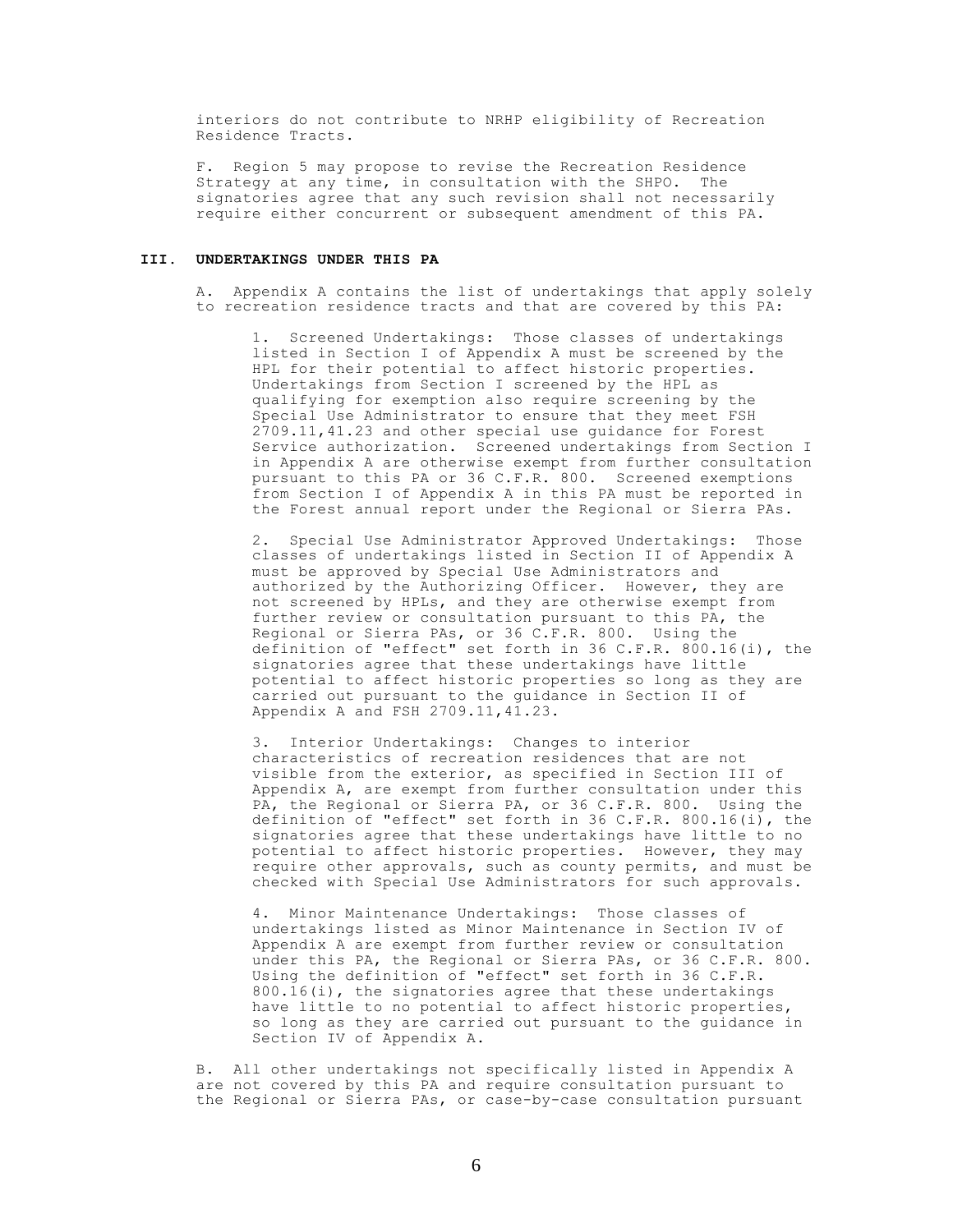interiors do not contribute to NRHP eligibility of Recreation Residence Tracts.

F. Region 5 may propose to revise the Recreation Residence Strategy at any time, in consultation with the SHPO. The signatories agree that any such revision shall not necessarily require either concurrent or subsequent amendment of this PA.

## III. UNDERTAKINGS UNDER THIS PA

A. Appendix A contains the list of undertakings that apply solely to recreation residence tracts and that are covered by this PA:

1. Screened Undertakings: Those classes of undertakings listed in Section I of Appendix A must be screened by the HPL for their potential to affect historic properties. Undertakings from Section I screened by the HPL as qualifying for exemption also require screening by the Special Use Administrator to ensure that they meet FSH 2709.11,41.23 and other special use guidance for Forest Service authorization. Screened undertakings from Section I in Appendix A are otherwise exempt from further consultation pursuant to this PA or 36 C.F.R. 800. Screened exemptions from Section I of Appendix A in this PA must be reported in the Forest annual report under the Regional or Sierra PAs.

2. Special Use Administrator Approved Undertakings: Those classes of undertakings listed in Section II of Appendix A must be approved by Special Use Administrators and authorized by the Authorizing Officer. However, they are not screened by HPLs, and they are otherwise exempt from further review or consultation pursuant to this PA, the Regional or Sierra PAs, or 36 C.F.R. 800. Using the definition of "effect" set forth in 36 C.F.R. 800.16(i), the signatories agree that these undertakings have little potential to affect historic properties so long as they are carried out pursuant to the guidance in Section II of Appendix A and FSH 2709.11,41.23.

3. Interior Undertakings: Changes to interior characteristics of recreation residences that are not visible from the exterior, as specified in Section III of Appendix A, are exempt from further consultation under this PA, the Regional or Sierra PA, or 36 C.F.R. 800. Using the definition of "effect" set forth in 36 C.F.R. 800.16(i), the signatories agree that these undertakings have little to no potential to affect historic properties. However, they may require other approvals, such as county permits, and must be checked with Special Use Administrators for such approvals.

4. Minor Maintenance Undertakings: Those classes of undertakings listed as Minor Maintenance in Section IV of Appendix A are exempt from further review or consultation under this PA, the Regional or Sierra PAs, or 36 C.F.R. 800. Using the definition of "effect" set forth in 36 C.F.R. 800.16(i), the signatories agree that these undertakings have little to no potential to affect historic properties, so long as they are carried out pursuant to the guidance in Section IV of Appendix A.

B. All other undertakings not specifically listed in Appendix A are not covered by this PA and require consultation pursuant to the Regional or Sierra PAs, or case-by-case consultation pursuant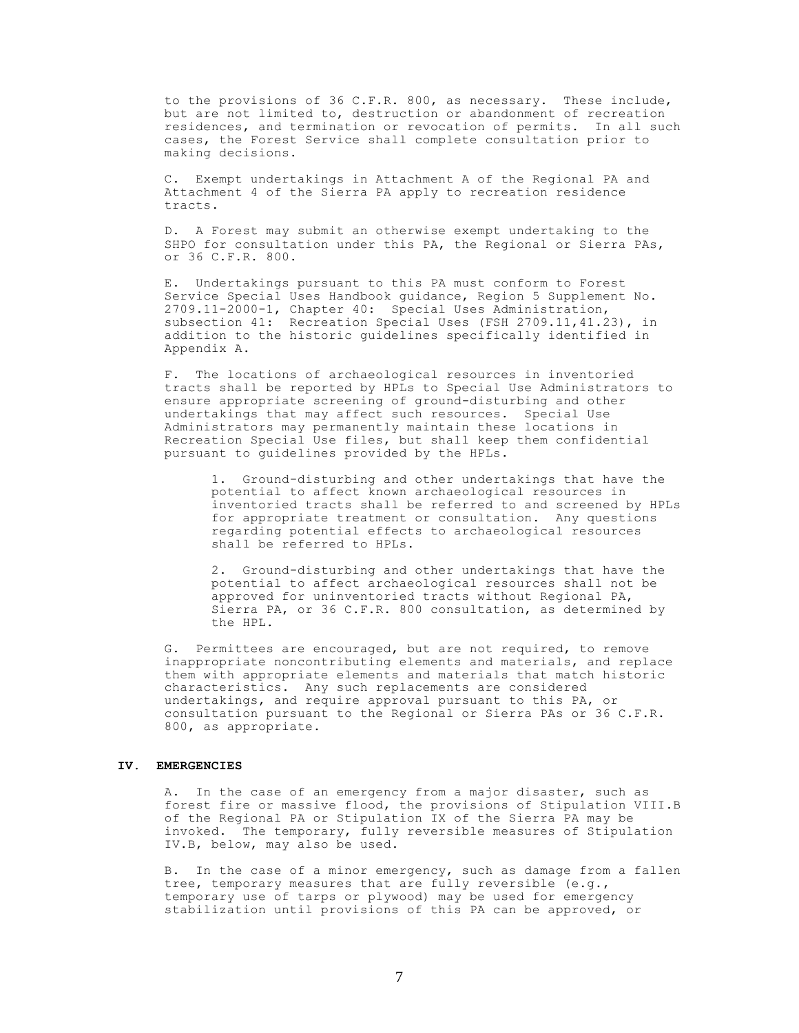to the provisions of 36 C.F.R. 800, as necessary. These include, but are not limited to, destruction or abandonment of recreation residences, and termination or revocation of permits. In all such cases, the Forest Service shall complete consultation prior to making decisions.

C. Exempt undertakings in Attachment A of the Regional PA and Attachment 4 of the Sierra PA apply to recreation residence tracts.

D. A Forest may submit an otherwise exempt undertaking to the SHPO for consultation under this PA, the Regional or Sierra PAs, or 36 C.F.R. 800.

E. Undertakings pursuant to this PA must conform to Forest Service Special Uses Handbook guidance, Region 5 Supplement No. 2709.11-2000-1, Chapter 40: Special Uses Administration, subsection 41: Recreation Special Uses (FSH 2709.11,41.23), in addition to the historic guidelines specifically identified in Appendix A.

F. The locations of archaeological resources in inventoried tracts shall be reported by HPLs to Special Use Administrators to ensure appropriate screening of ground-disturbing and other undertakings that may affect such resources. Special Use Administrators may permanently maintain these locations in Recreation Special Use files, but shall keep them confidential pursuant to guidelines provided by the HPLs.

1. Ground-disturbing and other undertakings that have the potential to affect known archaeological resources in inventoried tracts shall be referred to and screened by HPLs for appropriate treatment or consultation. Any questions regarding potential effects to archaeological resources shall be referred to HPLs.

2. Ground-disturbing and other undertakings that have the potential to affect archaeological resources shall not be approved for uninventoried tracts without Regional PA, Sierra PA, or 36 C.F.R. 800 consultation, as determined by the HPL.

G. Permittees are encouraged, but are not required, to remove inappropriate noncontributing elements and materials, and replace them with appropriate elements and materials that match historic characteristics. Any such replacements are considered undertakings, and require approval pursuant to this PA, or consultation pursuant to the Regional or Sierra PAs or 36 C.F.R. 800, as appropriate.

## IV. EMERGENCIES

A. In the case of an emergency from a major disaster, such as forest fire or massive flood, the provisions of Stipulation VIII.B of the Regional PA or Stipulation IX of the Sierra PA may be invoked. The temporary, fully reversible measures of Stipulation IV.B, below, may also be used.

B. In the case of a minor emergency, such as damage from a fallen tree, temporary measures that are fully reversible (e.g., temporary use of tarps or plywood) may be used for emergency stabilization until provisions of this PA can be approved, or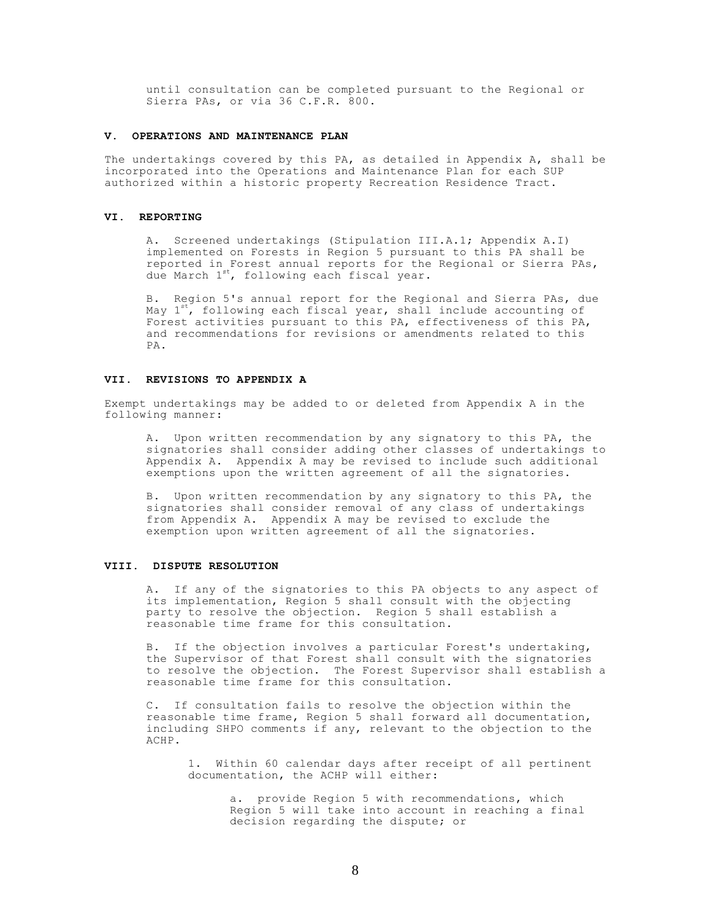until consultation can be completed pursuant to the Regional or Sierra PAs, or via 36 C.F.R. 800.

## V. OPERATIONS AND MAINTENANCE PLAN

The undertakings covered by this PA, as detailed in Appendix A, shall be incorporated into the Operations and Maintenance Plan for each SUP authorized within a historic property Recreation Residence Tract.

## VI. REPORTING

A. Screened undertakings (Stipulation III.A.1; Appendix A.I) implemented on Forests in Region 5 pursuant to this PA shall be reported in Forest annual reports for the Regional or Sierra PAs, due March 1st, following each fiscal year.

B. Region 5's annual report for the Regional and Sierra PAs, due May 1st, following each fiscal year, shall include accounting of Forest activities pursuant to this PA, effectiveness of this PA, and recommendations for revisions or amendments related to this PA.

## VII. REVISIONS TO APPENDIX A

Exempt undertakings may be added to or deleted from Appendix A in the following manner:

A. Upon written recommendation by any signatory to this PA, the signatories shall consider adding other classes of undertakings to Appendix A. Appendix A may be revised to include such additional exemptions upon the written agreement of all the signatories.

B. Upon written recommendation by any signatory to this PA, the signatories shall consider removal of any class of undertakings from Appendix A. Appendix A may be revised to exclude the exemption upon written agreement of all the signatories.

## VIII. DISPUTE RESOLUTION

A. If any of the signatories to this PA objects to any aspect of its implementation, Region 5 shall consult with the objecting party to resolve the objection. Region 5 shall establish a reasonable time frame for this consultation.

B. If the objection involves a particular Forest's undertaking, the Supervisor of that Forest shall consult with the signatories to resolve the objection. The Forest Supervisor shall establish a reasonable time frame for this consultation.

C. If consultation fails to resolve the objection within the reasonable time frame, Region 5 shall forward all documentation, including SHPO comments if any, relevant to the objection to the ACHP.

1. Within 60 calendar days after receipt of all pertinent documentation, the ACHP will either:

a. provide Region 5 with recommendations, which Region 5 will take into account in reaching a final decision regarding the dispute; or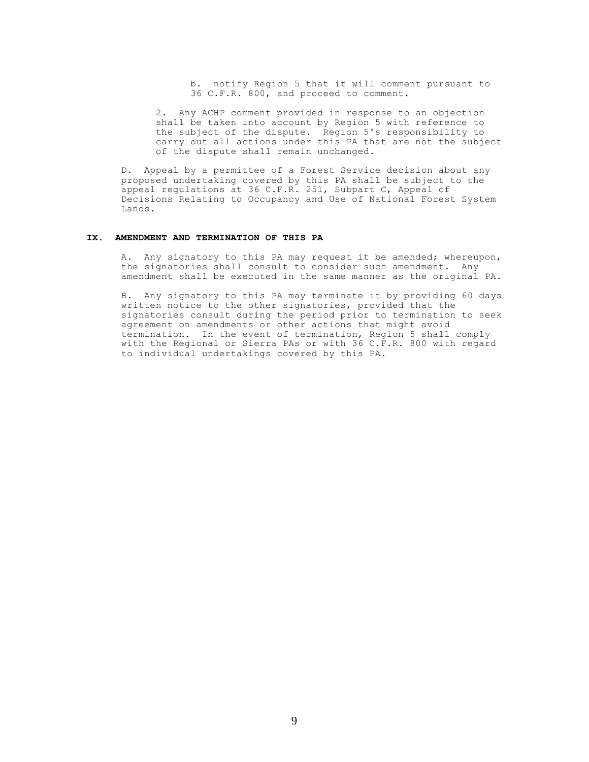b. notify Region 5 that it will comment pursuant to 36 C.F.R. 800, and proceed to comment.

2. Any ACHP comment provided in response to an objection shall be taken into account by Region 5 with reference to the subject of the dispute. Region 5's responsibility to carry out all actions under this PA that are not the subject of the dispute shall remain unchanged.

D. Appeal by a permittee of a Forest Service decision about any proposed undertaking covered by this PA shall be subject to the appeal regulations at 36 C.F.R. 251, Subpart C, Appeal of Decisions Relating to Occupancy and Use of National Forest System Lands.

## IX. AMENDMENT AND TERMINATION OF THIS PA

A. Any signatory to this PA may request it be amended; whereupon, the signatories shall consult to consider such amendment. Any amendment shall be executed in the same manner as the original PA.

B. Any signatory to this PA may terminate it by providing 60 days written notice to the other signatories, provided that the signatories consult during the period prior to termination to seek agreement on amendments or other actions that might avoid termination. In the event of termination, Region 5 shall comply with the Regional or Sierra PAs or with 36 C.F.R. 800 with regard to individual undertakings covered by this PA.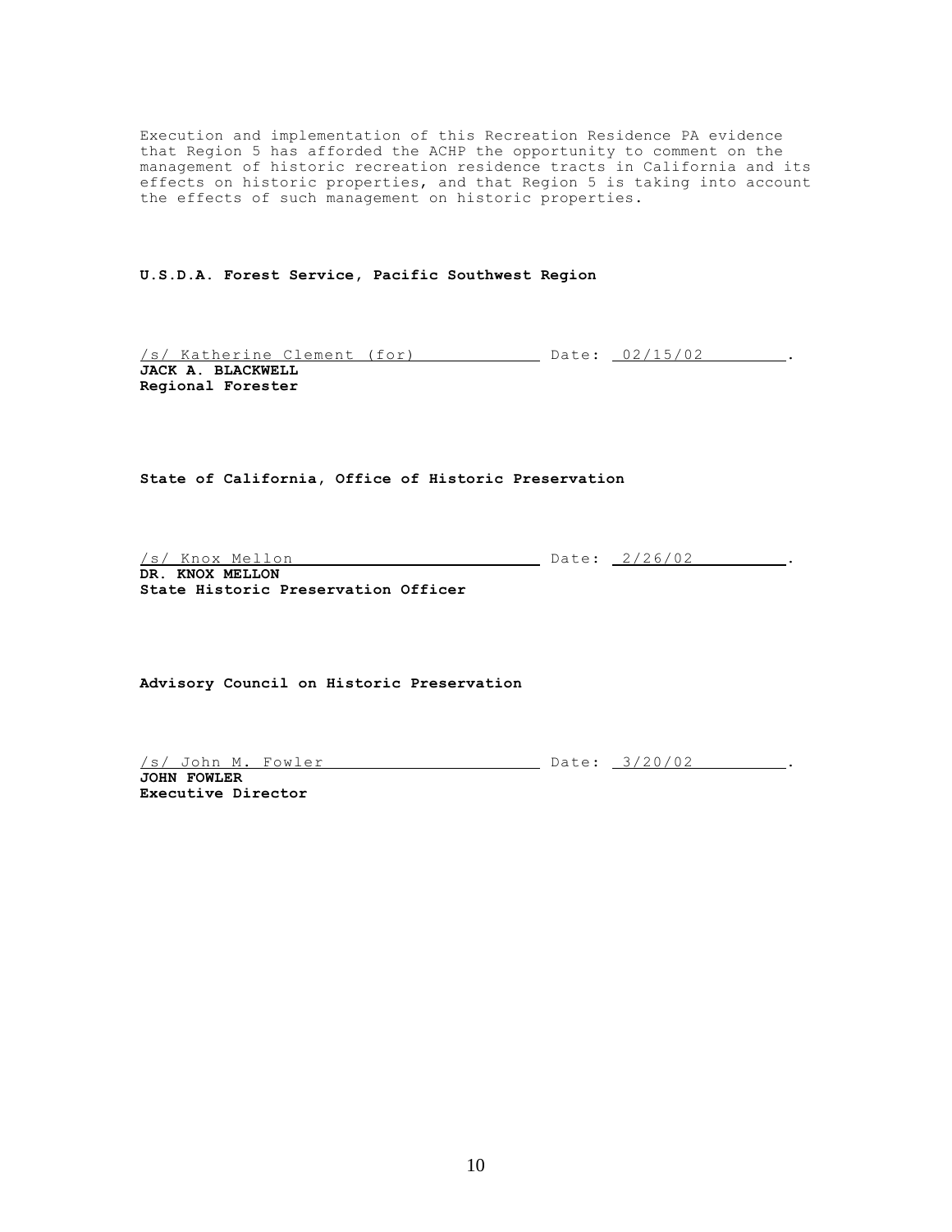Execution and implementation of this Recreation Residence PA evidence that Region 5 has afforded the ACHP the opportunity to comment on the management of historic recreation residence tracts in California and its effects on historic properties, and that Region 5 is taking into account the effects of such management on historic properties.

**U.S.D.A. Forest Service, Pacific Southwest Region**

/s/ Katherine Clement (for) Date: 02/15/02 .
**JACK A. BLACKWELL**
**Regional Forester**

**State of California, Office of Historic Preservation**

/s/ Knox Mellon Date: 2/26/02 .
**DR. KNOX MELLON**
**State Historic Preservation Officer**

**Advisory Council on Historic Preservation**

/s/ John M. Fowler Date: 3/20/02 .
**JOHN FOWLER**
**Executive Director**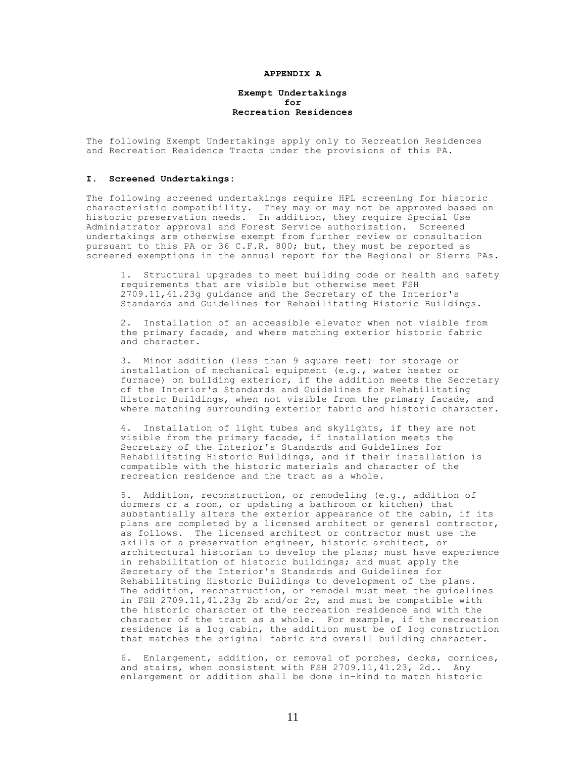# APPENDIX A

## Exempt Undertakings for Recreation Residences

The following Exempt Undertakings apply only to Recreation Residences and Recreation Residence Tracts under the provisions of this PA.

### I. Screened Undertakings:

The following screened undertakings require HPL screening for historic characteristic compatibility. They may or may not be approved based on historic preservation needs. In addition, they require Special Use Administrator approval and Forest Service authorization. Screened undertakings are otherwise exempt from further review or consultation pursuant to this PA or 36 C.F.R. 800; but, they must be reported as screened exemptions in the annual report for the Regional or Sierra PAs.

1. Structural upgrades to meet building code or health and safety requirements that are visible but otherwise meet FSH 2709.11,41.23g guidance and the Secretary of the Interior's Standards and Guidelines for Rehabilitating Historic Buildings.

2. Installation of an accessible elevator when not visible from the primary facade, and where matching exterior historic fabric and character.

3. Minor addition (less than 9 square feet) for storage or installation of mechanical equipment (e.g., water heater or furnace) on building exterior, if the addition meets the Secretary of the Interior's Standards and Guidelines for Rehabilitating Historic Buildings, when not visible from the primary facade, and where matching surrounding exterior fabric and historic character.

4. Installation of light tubes and skylights, if they are not visible from the primary facade, if installation meets the Secretary of the Interior's Standards and Guidelines for Rehabilitating Historic Buildings, and if their installation is compatible with the historic materials and character of the recreation residence and the tract as a whole.

5. Addition, reconstruction, or remodeling (e.g., addition of dormers or a room, or updating a bathroom or kitchen) that substantially alters the exterior appearance of the cabin, if its plans are completed by a licensed architect or general contractor, as follows. The licensed architect or contractor must use the skills of a preservation engineer, historic architect, or architectural historian to develop the plans; must have experience in rehabilitation of historic buildings; and must apply the Secretary of the Interior's Standards and Guidelines for Rehabilitating Historic Buildings to development of the plans. The addition, reconstruction, or remodel must meet the guidelines in FSH 2709.11,41.23g 2b and/or 2c, and must be compatible with the historic character of the recreation residence and with the character of the tract as a whole. For example, if the recreation residence is a log cabin, the addition must be of log construction that matches the original fabric and overall building character.

6. Enlargement, addition, or removal of porches, decks, cornices, and stairs, when consistent with FSH 2709.11,41.23, 2d.. Any enlargement or addition shall be done in-kind to match historic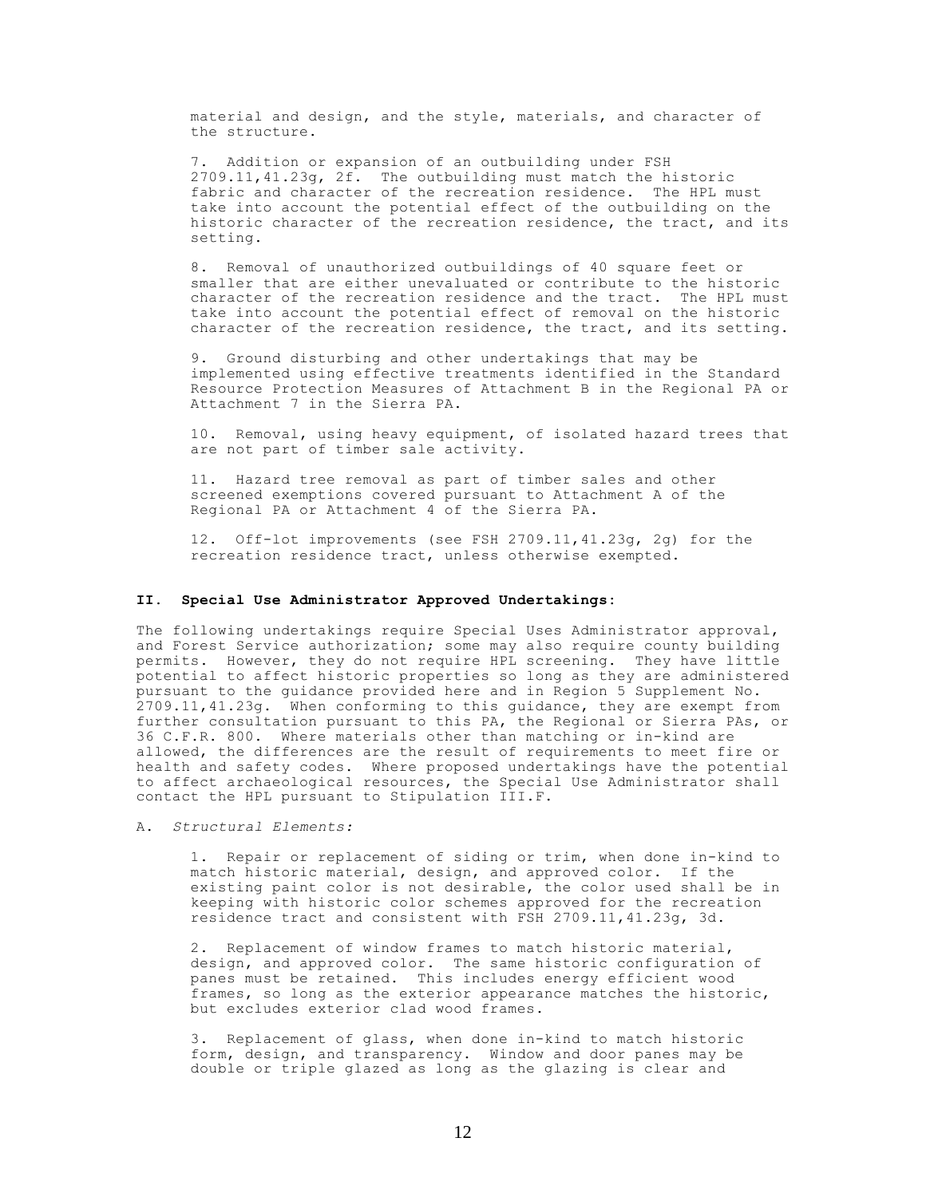material and design, and the style, materials, and character of the structure.

7. Addition or expansion of an outbuilding under FSH 2709.11,41.23g, 2f. The outbuilding must match the historic fabric and character of the recreation residence. The HPL must take into account the potential effect of the outbuilding on the historic character of the recreation residence, the tract, and its setting.

8. Removal of unauthorized outbuildings of 40 square feet or smaller that are either unevaluated or contribute to the historic character of the recreation residence and the tract. The HPL must take into account the potential effect of removal on the historic character of the recreation residence, the tract, and its setting.

9. Ground disturbing and other undertakings that may be implemented using effective treatments identified in the Standard Resource Protection Measures of Attachment B in the Regional PA or Attachment 7 in the Sierra PA.

10. Removal, using heavy equipment, of isolated hazard trees that are not part of timber sale activity.

11. Hazard tree removal as part of timber sales and other screened exemptions covered pursuant to Attachment A of the Regional PA or Attachment 4 of the Sierra PA.

12. Off-lot improvements (see FSH 2709.11,41.23g, 2g) for the recreation residence tract, unless otherwise exempted.

## II. Special Use Administrator Approved Undertakings:

The following undertakings require Special Uses Administrator approval, and Forest Service authorization; some may also require county building permits. However, they do not require HPL screening. They have little potential to affect historic properties so long as they are administered pursuant to the guidance provided here and in Region 5 Supplement No. 2709.11,41.23g. When conforming to this guidance, they are exempt from further consultation pursuant to this PA, the Regional or Sierra PAs, or 36 C.F.R. 800. Where materials other than matching or in-kind are allowed, the differences are the result of requirements to meet fire or health and safety codes. Where proposed undertakings have the potential to affect archaeological resources, the Special Use Administrator shall contact the HPL pursuant to Stipulation III.F.

A. *Structural Elements:*

1. Repair or replacement of siding or trim, when done in-kind to match historic material, design, and approved color. If the existing paint color is not desirable, the color used shall be in keeping with historic color schemes approved for the recreation residence tract and consistent with FSH 2709.11,41.23g, 3d.

2. Replacement of window frames to match historic material, design, and approved color. The same historic configuration of panes must be retained. This includes energy efficient wood frames, so long as the exterior appearance matches the historic, but excludes exterior clad wood frames.

3. Replacement of glass, when done in-kind to match historic form, design, and transparency. Window and door panes may be double or triple glazed as long as the glazing is clear and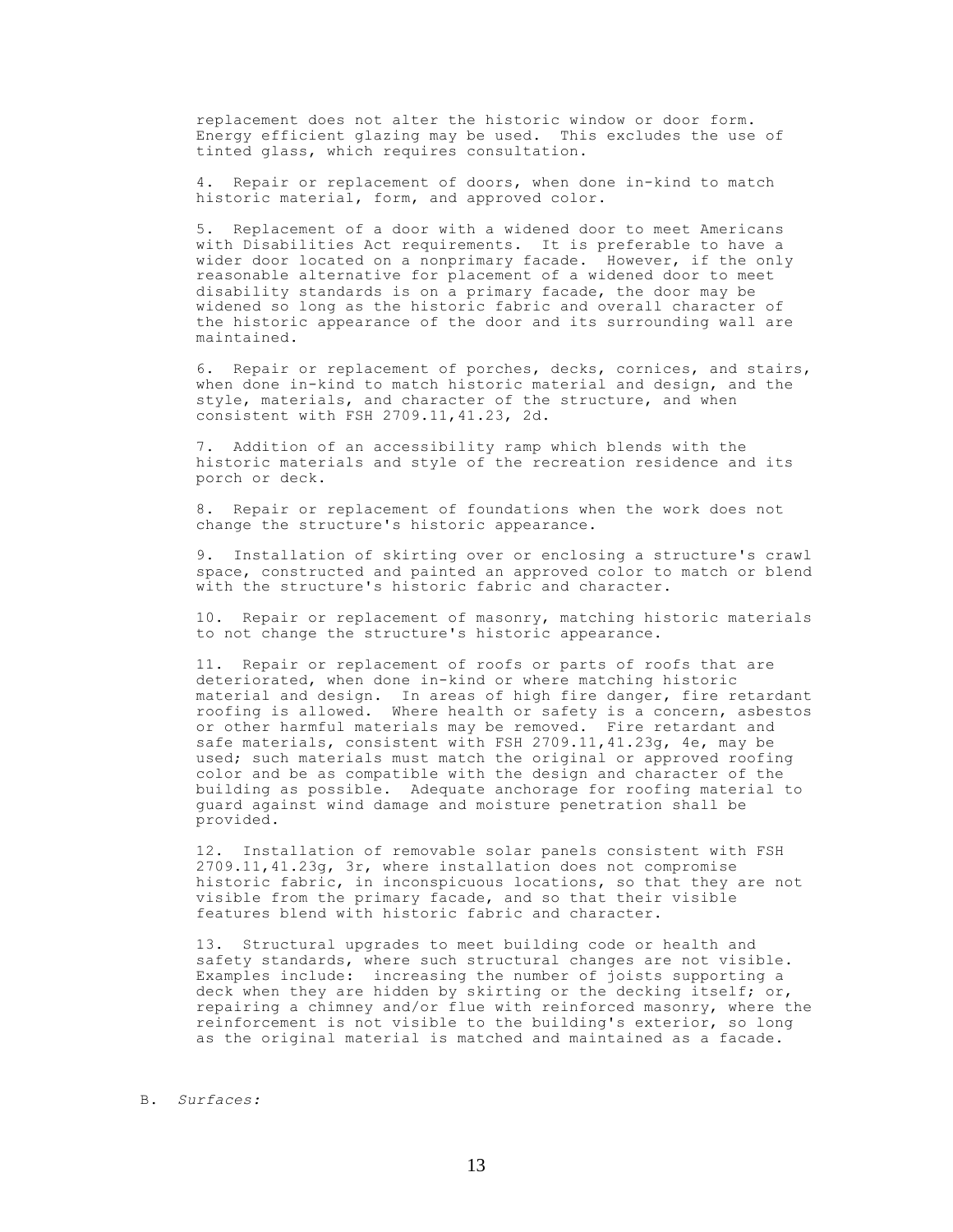replacement does not alter the historic window or door form. Energy efficient glazing may be used. This excludes the use of tinted glass, which requires consultation.

4. Repair or replacement of doors, when done in-kind to match historic material, form, and approved color.

5. Replacement of a door with a widened door to meet Americans with Disabilities Act requirements. It is preferable to have a wider door located on a nonprimary facade. However, if the only reasonable alternative for placement of a widened door to meet disability standards is on a primary facade, the door may be widened so long as the historic fabric and overall character of the historic appearance of the door and its surrounding wall are maintained.

6. Repair or replacement of porches, decks, cornices, and stairs, when done in-kind to match historic material and design, and the style, materials, and character of the structure, and when consistent with FSH 2709.11,41.23, 2d.

7. Addition of an accessibility ramp which blends with the historic materials and style of the recreation residence and its porch or deck.

8. Repair or replacement of foundations when the work does not change the structure's historic appearance.

9. Installation of skirting over or enclosing a structure's crawl space, constructed and painted an approved color to match or blend with the structure's historic fabric and character.

10. Repair or replacement of masonry, matching historic materials to not change the structure's historic appearance.

11. Repair or replacement of roofs or parts of roofs that are deteriorated, when done in-kind or where matching historic material and design. In areas of high fire danger, fire retardant roofing is allowed. Where health or safety is a concern, asbestos or other harmful materials may be removed. Fire retardant and safe materials, consistent with FSH 2709.11,41.23g, 4e, may be used; such materials must match the original or approved roofing color and be as compatible with the design and character of the building as possible. Adequate anchorage for roofing material to guard against wind damage and moisture penetration shall be provided.

12. Installation of removable solar panels consistent with FSH 2709.11,41.23g, 3r, where installation does not compromise historic fabric, in inconspicuous locations, so that they are not visible from the primary facade, and so that their visible features blend with historic fabric and character.

13. Structural upgrades to meet building code or health and safety standards, where such structural changes are not visible. Examples include: increasing the number of joists supporting a deck when they are hidden by skirting or the decking itself; or, repairing a chimney and/or flue with reinforced masonry, where the reinforcement is not visible to the building's exterior, so long as the original material is matched and maintained as a facade.

B. *Surfaces:*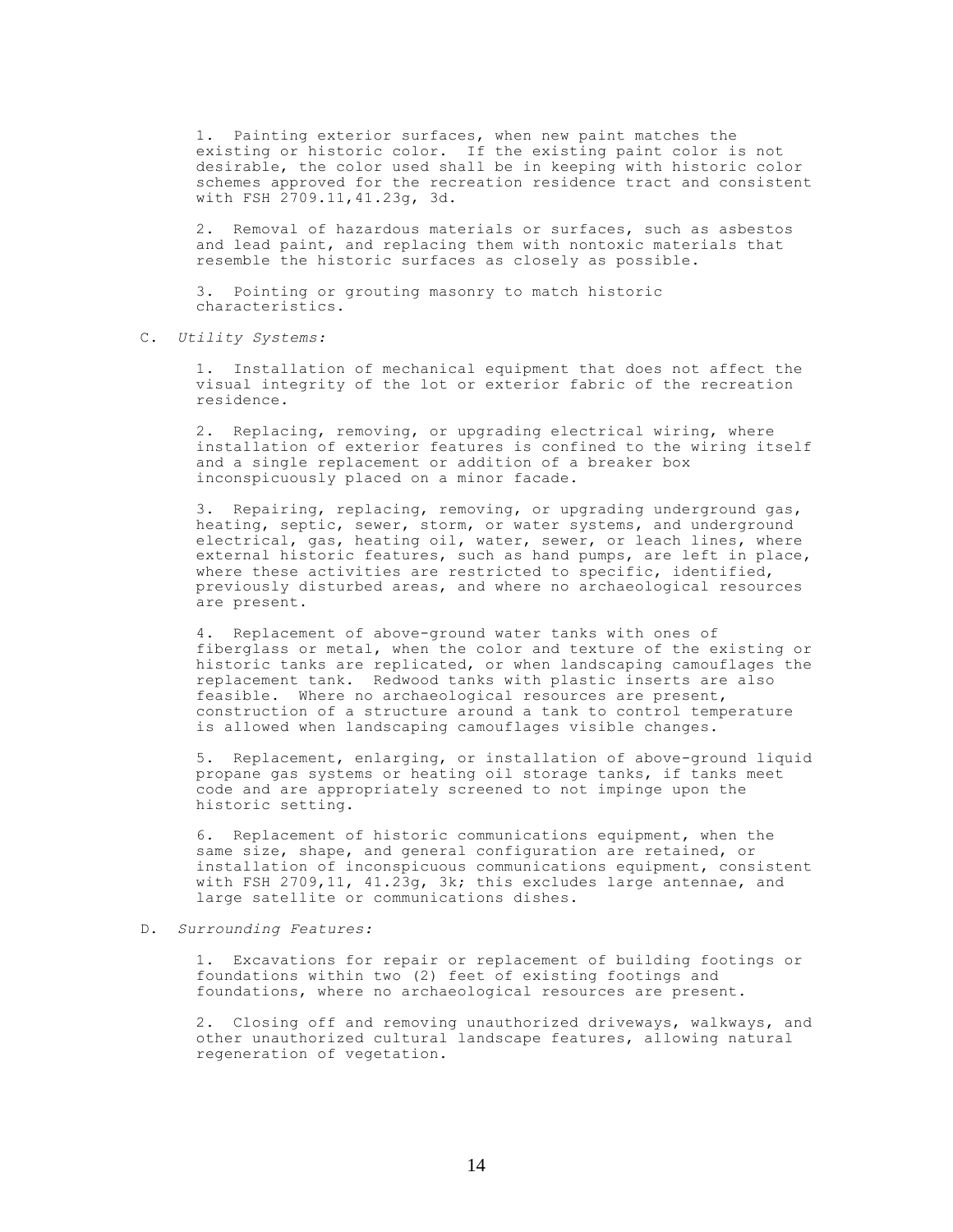1. Painting exterior surfaces, when new paint matches the existing or historic color. If the existing paint color is not desirable, the color used shall be in keeping with historic color schemes approved for the recreation residence tract and consistent with FSH 2709.11,41.23g, 3d.

2. Removal of hazardous materials or surfaces, such as asbestos and lead paint, and replacing them with nontoxic materials that resemble the historic surfaces as closely as possible.

3. Pointing or grouting masonry to match historic characteristics.

C. *Utility Systems:*

1. Installation of mechanical equipment that does not affect the visual integrity of the lot or exterior fabric of the recreation residence.

2. Replacing, removing, or upgrading electrical wiring, where installation of exterior features is confined to the wiring itself and a single replacement or addition of a breaker box inconspicuously placed on a minor facade.

3. Repairing, replacing, removing, or upgrading underground gas, heating, septic, sewer, storm, or water systems, and underground electrical, gas, heating oil, water, sewer, or leach lines, where external historic features, such as hand pumps, are left in place, where these activities are restricted to specific, identified, previously disturbed areas, and where no archaeological resources are present.

4. Replacement of above-ground water tanks with ones of fiberglass or metal, when the color and texture of the existing or historic tanks are replicated, or when landscaping camouflages the replacement tank. Redwood tanks with plastic inserts are also feasible. Where no archaeological resources are present, construction of a structure around a tank to control temperature is allowed when landscaping camouflages visible changes.

5. Replacement, enlarging, or installation of above-ground liquid propane gas systems or heating oil storage tanks, if tanks meet code and are appropriately screened to not impinge upon the historic setting.

6. Replacement of historic communications equipment, when the same size, shape, and general configuration are retained, or installation of inconspicuous communications equipment, consistent with FSH 2709,11, 41.23g, 3k; this excludes large antennae, and large satellite or communications dishes.

D. *Surrounding Features:*

1. Excavations for repair or replacement of building footings or foundations within two (2) feet of existing footings and foundations, where no archaeological resources are present.

2. Closing off and removing unauthorized driveways, walkways, and other unauthorized cultural landscape features, allowing natural regeneration of vegetation.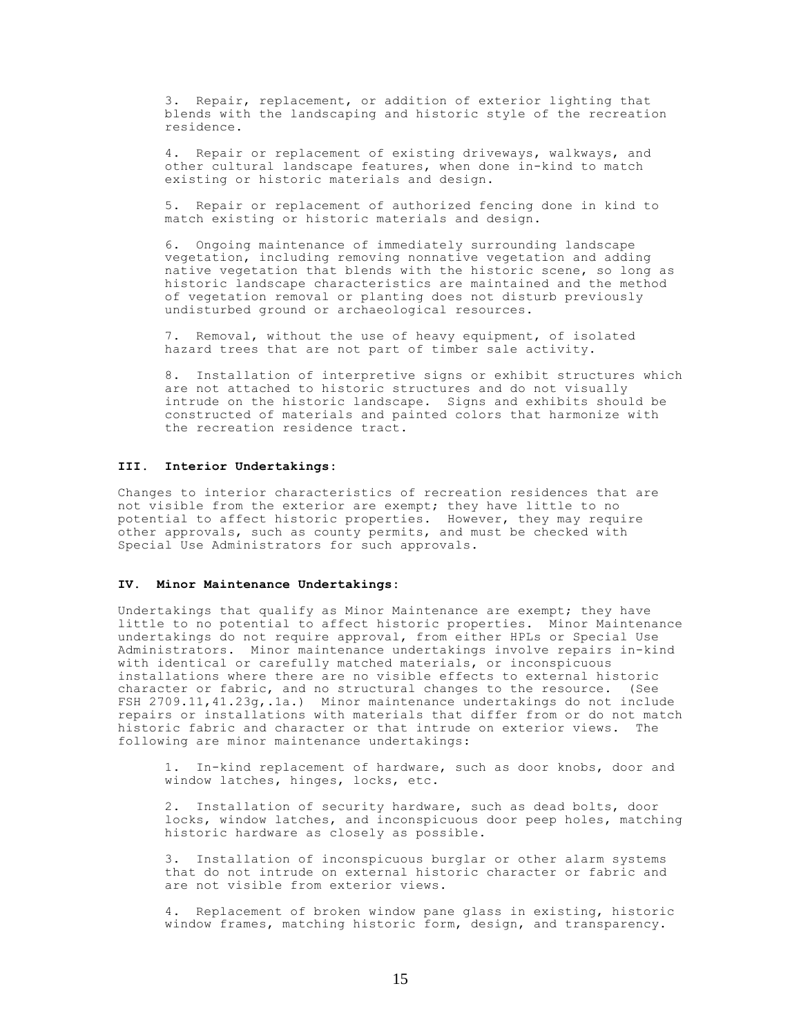3. Repair, replacement, or addition of exterior lighting that blends with the landscaping and historic style of the recreation residence.

4. Repair or replacement of existing driveways, walkways, and other cultural landscape features, when done in-kind to match existing or historic materials and design.

5. Repair or replacement of authorized fencing done in kind to match existing or historic materials and design.

6. Ongoing maintenance of immediately surrounding landscape vegetation, including removing nonnative vegetation and adding native vegetation that blends with the historic scene, so long as historic landscape characteristics are maintained and the method of vegetation removal or planting does not disturb previously undisturbed ground or archaeological resources.

7. Removal, without the use of heavy equipment, of isolated hazard trees that are not part of timber sale activity.

8. Installation of interpretive signs or exhibit structures which are not attached to historic structures and do not visually intrude on the historic landscape. Signs and exhibits should be constructed of materials and painted colors that harmonize with the recreation residence tract.

## III. Interior Undertakings:

Changes to interior characteristics of recreation residences that are not visible from the exterior are exempt; they have little to no potential to affect historic properties. However, they may require other approvals, such as county permits, and must be checked with Special Use Administrators for such approvals.

## IV. Minor Maintenance Undertakings:

Undertakings that qualify as Minor Maintenance are exempt; they have little to no potential to affect historic properties. Minor Maintenance undertakings do not require approval, from either HPLs or Special Use Administrators. Minor maintenance undertakings involve repairs in-kind with identical or carefully matched materials, or inconspicuous installations where there are no visible effects to external historic character or fabric, and no structural changes to the resource. (See FSH 2709.11,41.23g,.1a.) Minor maintenance undertakings do not include repairs or installations with materials that differ from or do not match historic fabric and character or that intrude on exterior views. The following are minor maintenance undertakings:

1. In-kind replacement of hardware, such as door knobs, door and window latches, hinges, locks, etc.

2. Installation of security hardware, such as dead bolts, door locks, window latches, and inconspicuous door peep holes, matching historic hardware as closely as possible.

3. Installation of inconspicuous burglar or other alarm systems that do not intrude on external historic character or fabric and are not visible from exterior views.

4. Replacement of broken window pane glass in existing, historic window frames, matching historic form, design, and transparency.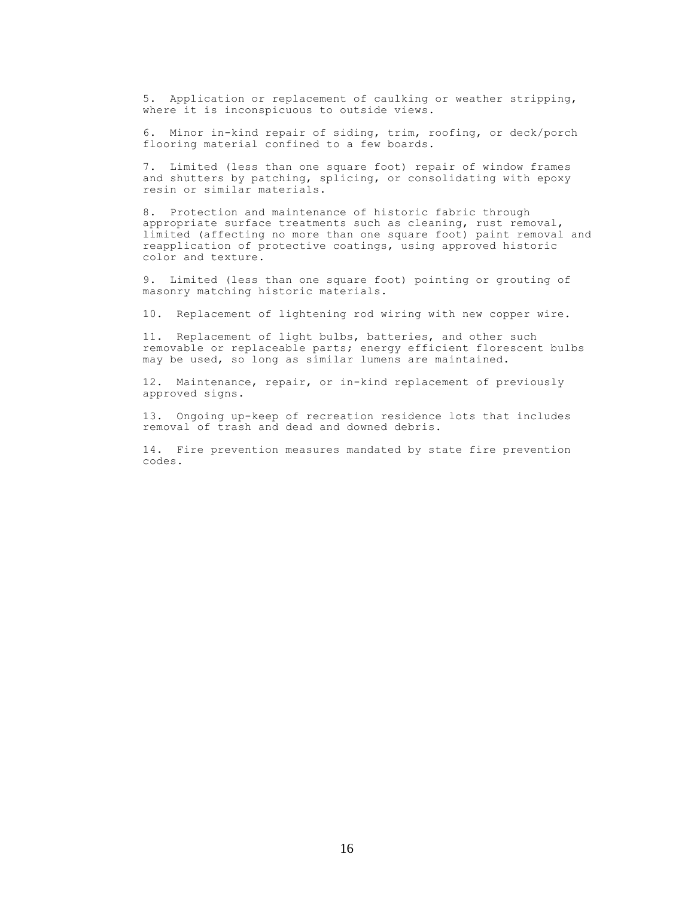5. Application or replacement of caulking or weather stripping, where it is inconspicuous to outside views.

6. Minor in-kind repair of siding, trim, roofing, or deck/porch flooring material confined to a few boards.

7. Limited (less than one square foot) repair of window frames and shutters by patching, splicing, or consolidating with epoxy resin or similar materials.

8. Protection and maintenance of historic fabric through appropriate surface treatments such as cleaning, rust removal, limited (affecting no more than one square foot) paint removal and reapplication of protective coatings, using approved historic color and texture.

9. Limited (less than one square foot) pointing or grouting of masonry matching historic materials.

10. Replacement of lightening rod wiring with new copper wire.

11. Replacement of light bulbs, batteries, and other such removable or replaceable parts; energy efficient florescent bulbs may be used, so long as similar lumens are maintained.

12. Maintenance, repair, or in-kind replacement of previously approved signs.

13. Ongoing up-keep of recreation residence lots that includes removal of trash and dead and downed debris.

14. Fire prevention measures mandated by state fire prevention codes.